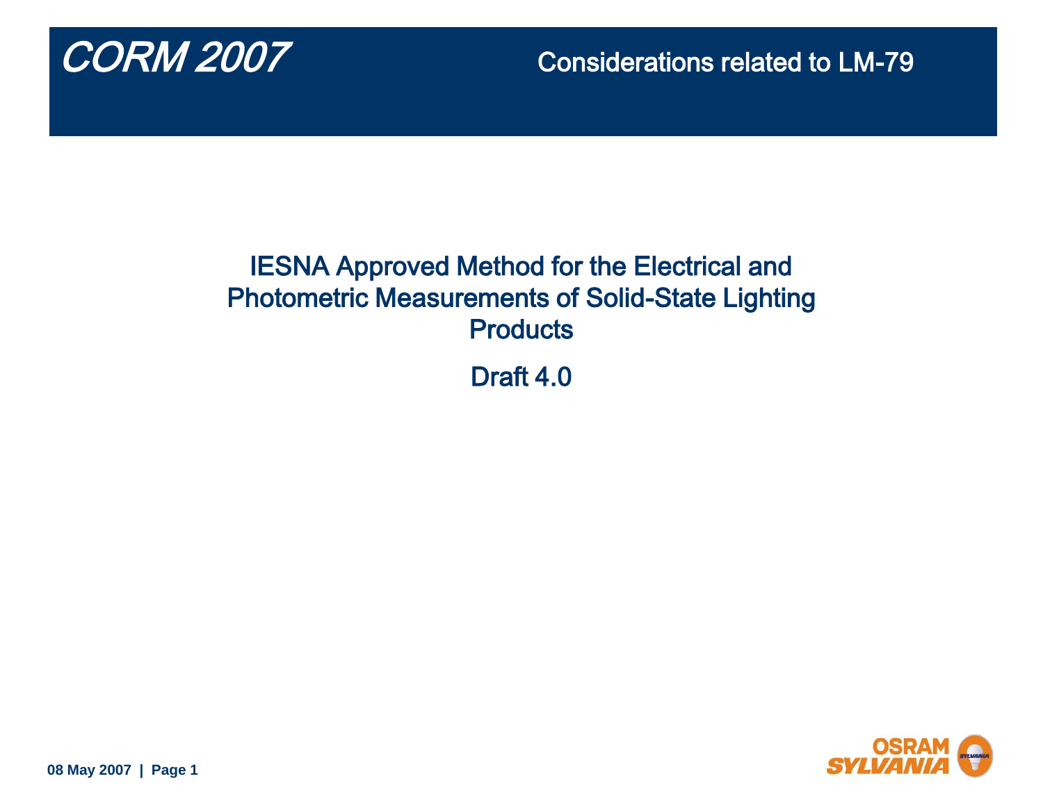# CORM 2007

## Considerations related to LM-79

IESNA Approved Method for the Electrical and Photometric Measurements of Solid-State Lighting Products

Draft 4.0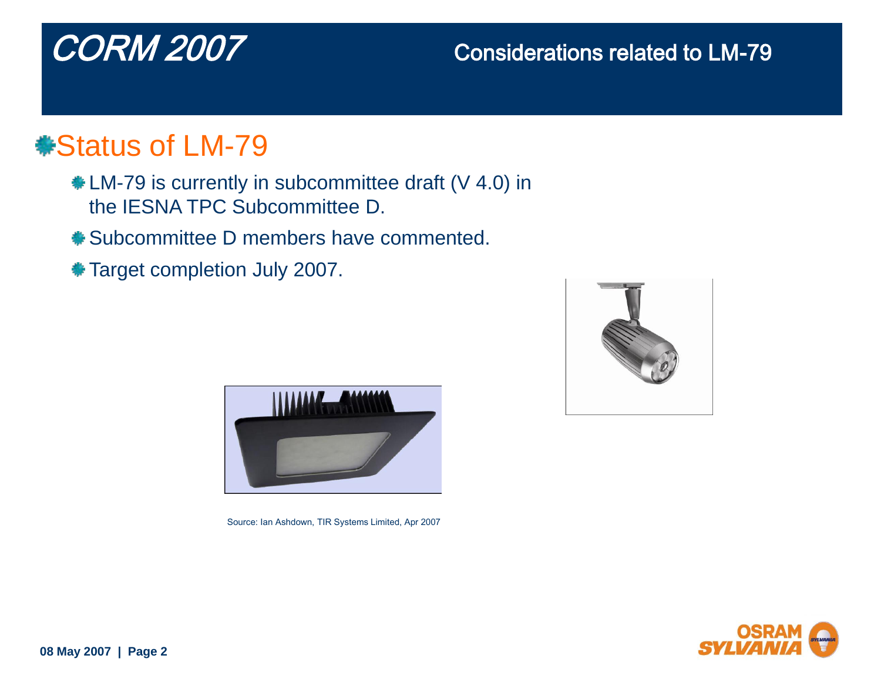# Status of LM-79

- LM-79 is currently in subcommittee draft (V 4.0) in the IESNA TPC Subcommittee D.
- Subcommittee D members have commented.
- Target completion July 2007.

Source: Ian Ashdown, TIR Systems Limited, Apr 2007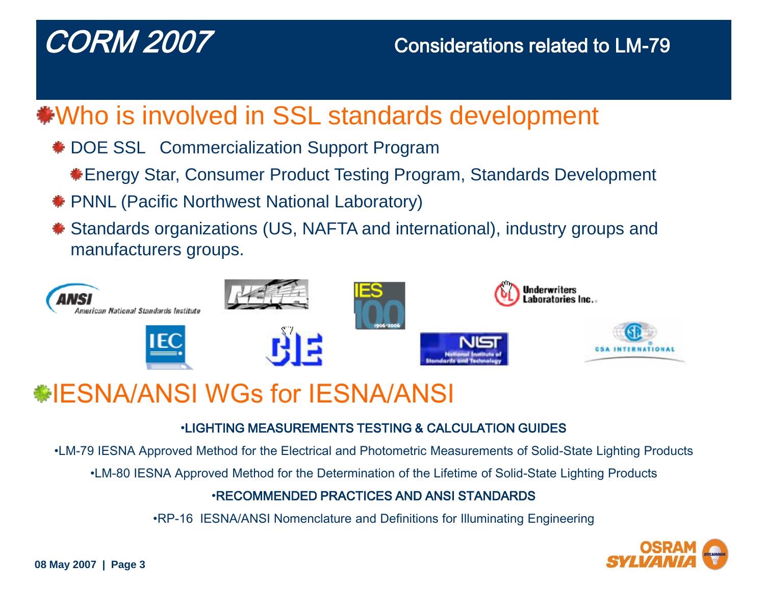# CORM 2007

## Considerations related to LM-79

## Who is involved in SSL standards development

- DOE SSL Commercialization Support Program
  - Energy Star, Consumer Product Testing Program, Standards Development
- PNNL (Pacific Northwest National Laboratory)
- Standards organizations (US, NAFTA and international), industry groups and manufacturers groups.

## IESNA/ANSI WGs for IESNA/ANSI

- **LIGHTING MEASUREMENTS TESTING & CALCULATION GUIDES**
  - LM-79 IESNA Approved Method for the Electrical and Photometric Measurements of Solid-State Lighting Products
  - LM-80 IESNA Approved Method for the Determination of the Lifetime of Solid-State Lighting Products
- **RECOMMENDED PRACTICES AND ANSI STANDARDS**
  - RP-16 IESNA/ANSI Nomenclature and Definitions for Illuminating Engineering

08 May 2007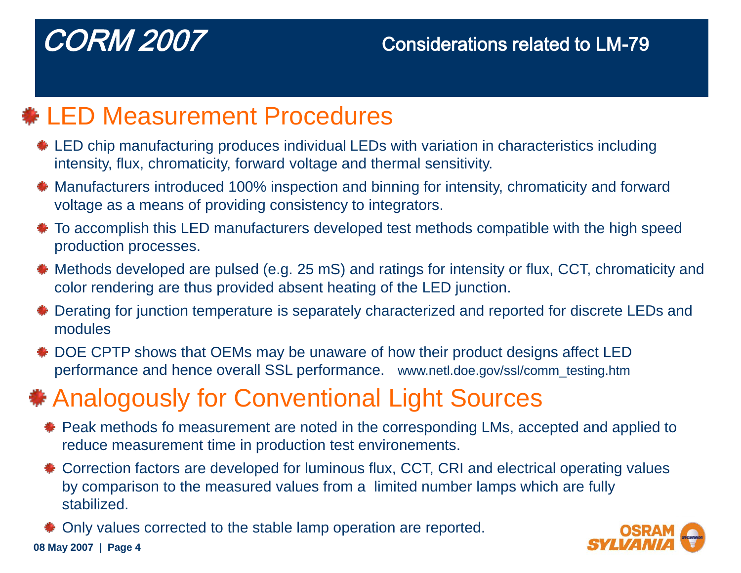# CORM 2007

## Considerations related to LM-79

## LED Measurement Procedures

- LED chip manufacturing produces individual LEDs with variation in characteristics including intensity, flux, chromaticity, forward voltage and thermal sensitivity.
- Manufacturers introduced 100% inspection and binning for intensity, chromaticity and forward voltage as a means of providing consistency to integrators.
- To accomplish this LED manufacturers developed test methods compatible with the high speed production processes.
- Methods developed are pulsed (e.g. 25 mS) and ratings for intensity or flux, CCT, chromaticity and color rendering are thus provided absent heating of the LED junction.
- Derating for junction temperature is separately characterized and reported for discrete LEDs and modules
- DOE CPTP shows that OEMs may be unaware of how their product designs affect LED performance and hence overall SSL performance. www.netl.doe.gov/ssl/comm_testing.htm

## Analogously for Conventional Light Sources

- Peak methods fo measurement are noted in the corresponding LMs, accepted and applied to reduce measurement time in production test environements.
- Correction factors are developed for luminous flux, CCT, CRI and electrical operating values by comparison to the measured values from a limited number lamps which are fully stabilized.
- Only values corrected to the stable lamp operation are reported.

08 May 2007 | Page 4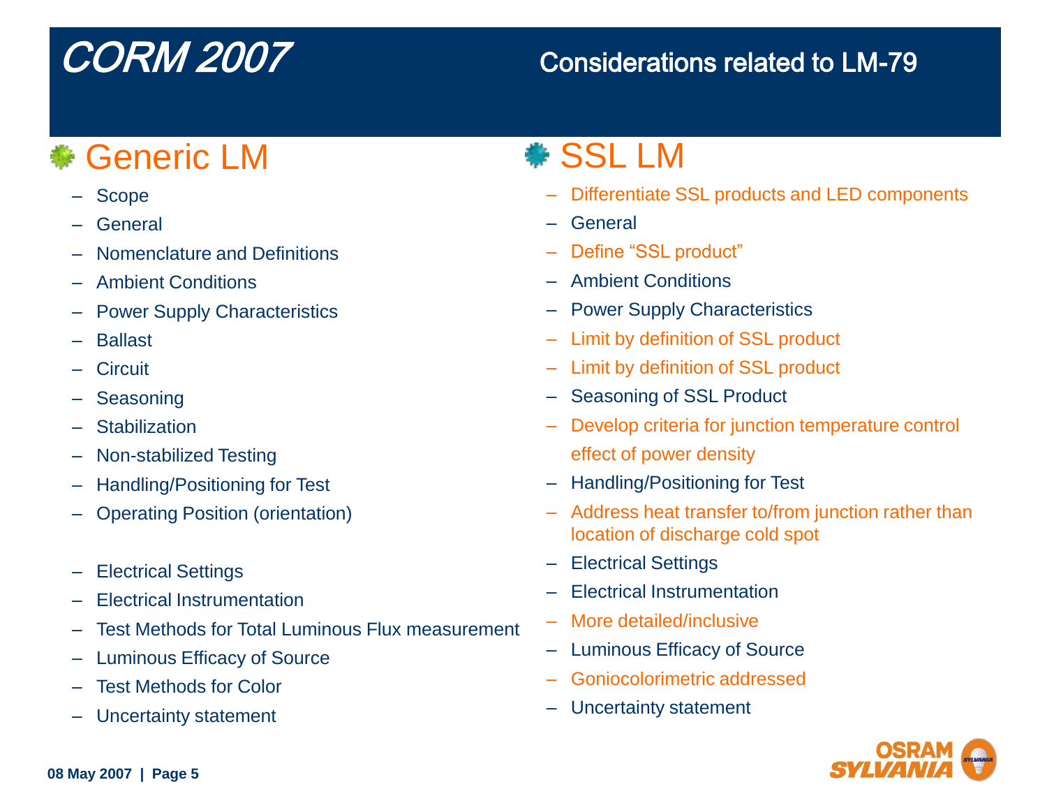# CORM 2007

## Considerations related to LM-79

### Generic LM

- Scope
- General
- Nomenclature and Definitions
- Ambient Conditions
- Power Supply Characteristics
- Ballast
- Circuit
- Seasoning
- Stabilization
- Non-stabilized Testing
- Handling/Positioning for Test
- Operating Position (orientation)
- Electrical Settings
- Electrical Instrumentation
- Test Methods for Total Luminous Flux measurement
- Luminous Efficacy of Source
- Test Methods for Color
- Uncertainty statement

### SSL LM

- Differentiate SSL products and LED components
- General
- Define “SSL product”
- Ambient Conditions
- Power Supply Characteristics
- Limit by definition of SSL product
- Limit by definition of SSL product
- Seasoning of SSL Product
- Develop criteria for junction temperature control effect of power density
- Handling/Positioning for Test
- Address heat transfer to/from junction rather than location of discharge cold spot
- Electrical Settings
- Electrical Instrumentation
- More detailed/inclusive
- Luminous Efficacy of Source
- Goniocolorimetric addressed
- Uncertainty statement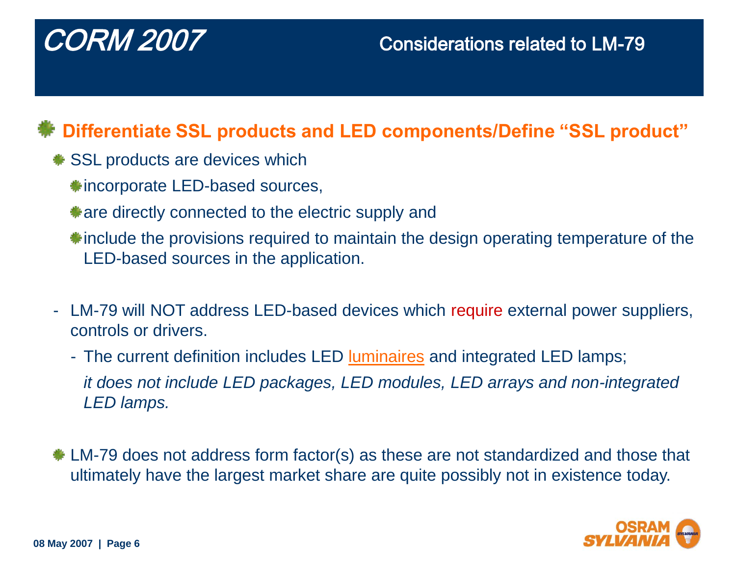# CORM 2007

## Considerations related to LM-79

### Differentiate SSL products and LED components/Define “SSL product”

- SSL products are devices which
  - incorporate LED-based sources,
  - are directly connected to the electric supply and
  - include the provisions required to maintain the design operating temperature of the LED-based sources in the application.

- LM-79 will NOT address LED-based devices which require external power suppliers, controls or drivers.
  - The current definition includes LED luminaires and integrated LED lamps;
    
    *it does not include LED packages, LED modules, LED arrays and non-integrated LED lamps.*

- LM-79 does not address form factor(s) as these are not standardized and those that ultimately have the largest market share are quite possibly not in existence today.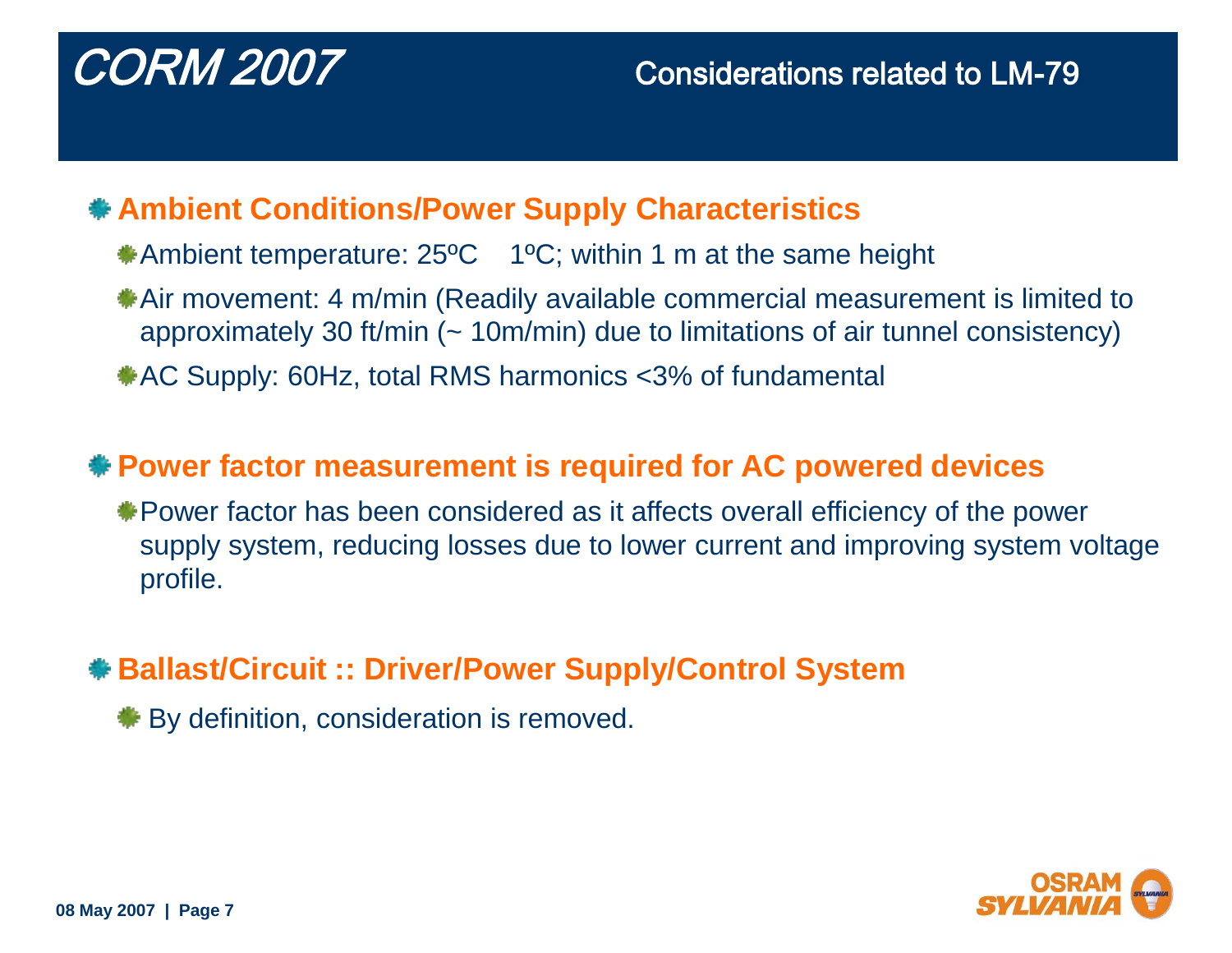# CORM 2007

## Considerations related to LM-79

- **Ambient Conditions/Power Supply Characteristics**
  - Ambient temperature: 25ºC ± 1ºC; within 1 m at the same height
  - Air movement: 4 m/min (Readily available commercial measurement is limited to approximately 30 ft/min (~ 10m/min) due to limitations of air tunnel consistency)
  - AC Supply: 60Hz, total RMS harmonics <3% of fundamental

- **Power factor measurement is required for AC powered devices**
  - Power factor has been considered as it affects overall efficiency of the power supply system, reducing losses due to lower current and improving system voltage profile.

- **Ballast/Circuit :: Driver/Power Supply/Control System**
  - By definition, consideration is removed.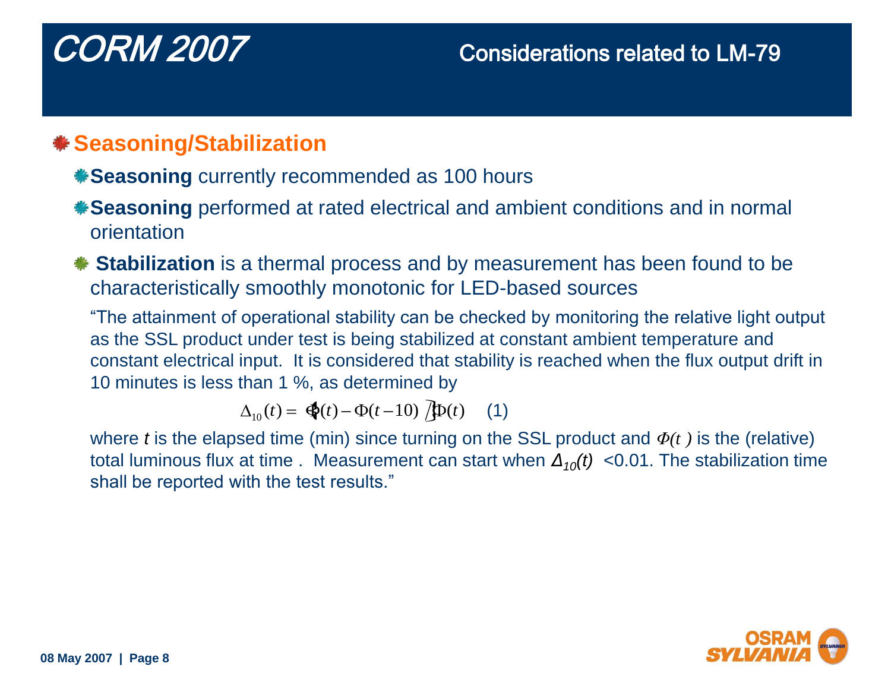# CORM 2007

## Considerations related to LM-79

### Seasoning/Stabilization

- **Seasoning** currently recommended as 100 hours
- **Seasoning** performed at rated electrical and ambient conditions and in normal orientation
- **Stabilization** is a thermal process and by measurement has been found to be characteristically smoothly monotonic for LED-based sources

"The attainment of operational stability can be checked by monitoring the relative light output as the SSL product under test is being stabilized at constant ambient temperature and constant electrical input. It is considered that stability is reached when the flux output drift in 10 minutes is less than 1 %, as determined by

$$\Delta_{10}(t) = \left\{ \Phi(t) - \Phi(t-10) \right\} / \Phi(t) \quad (1)$$

where $t$ is the elapsed time (min) since turning on the SSL product and $\Phi(t)$ is the (relative) total luminous flux at time . Measurement can start when $\Delta_{10}(t)$ <0.01. The stabilization time shall be reported with the test results."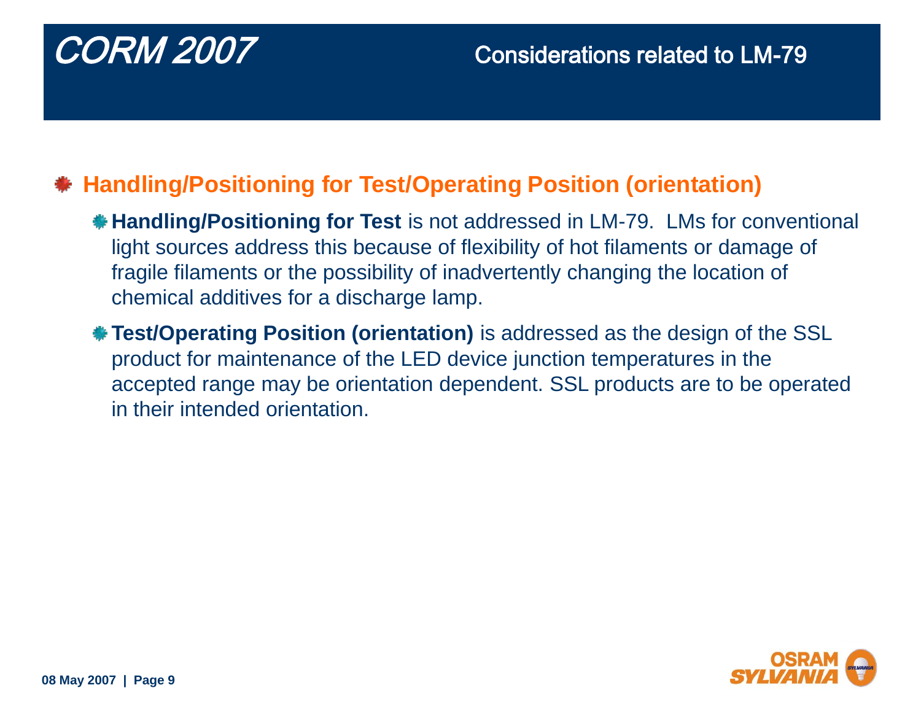# Considerations related to LM-79

- **Handling/Positioning for Test/Operating Position (orientation)**
  - **Handling/Positioning for Test** is not addressed in LM-79. LMs for conventional light sources address this because of flexibility of hot filaments or damage of fragile filaments or the possibility of inadvertently changing the location of chemical additives for a discharge lamp.
  - **Test/Operating Position (orientation)** is addressed as the design of the SSL product for maintenance of the LED device junction temperatures in the accepted range may be orientation dependent. SSL products are to be operated in their intended orientation.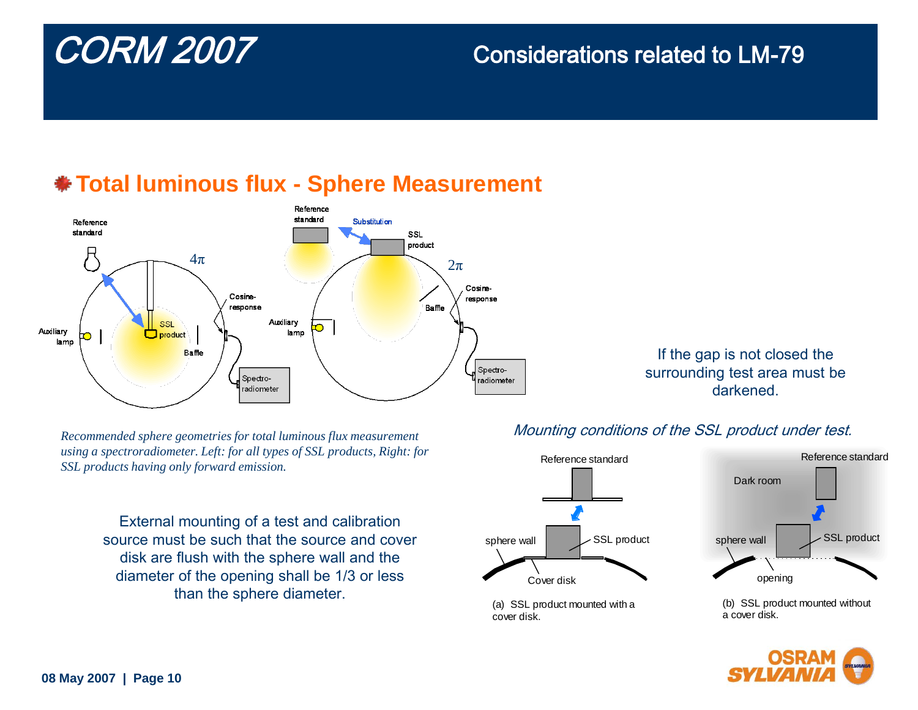# CORM 2007

## Considerations related to LM-79

### Total luminous flux - Sphere Measurement

*Recommended sphere geometries for total luminous flux measurement using a spectroradiometer. Left: for all types of SSL products, Right: for SSL products having only forward emission.*

External mounting of a test and calibration source must be such that the source and cover disk are flush with the sphere wall and the diameter of the opening shall be 1/3 or less than the sphere diameter.

If the gap is not closed the surrounding test area must be darkened.

*Mounting conditions of the SSL product under test.*

(a) SSL product mounted with a cover disk.

(b) SSL product mounted without a cover disk.

08 May 2007 | Page 10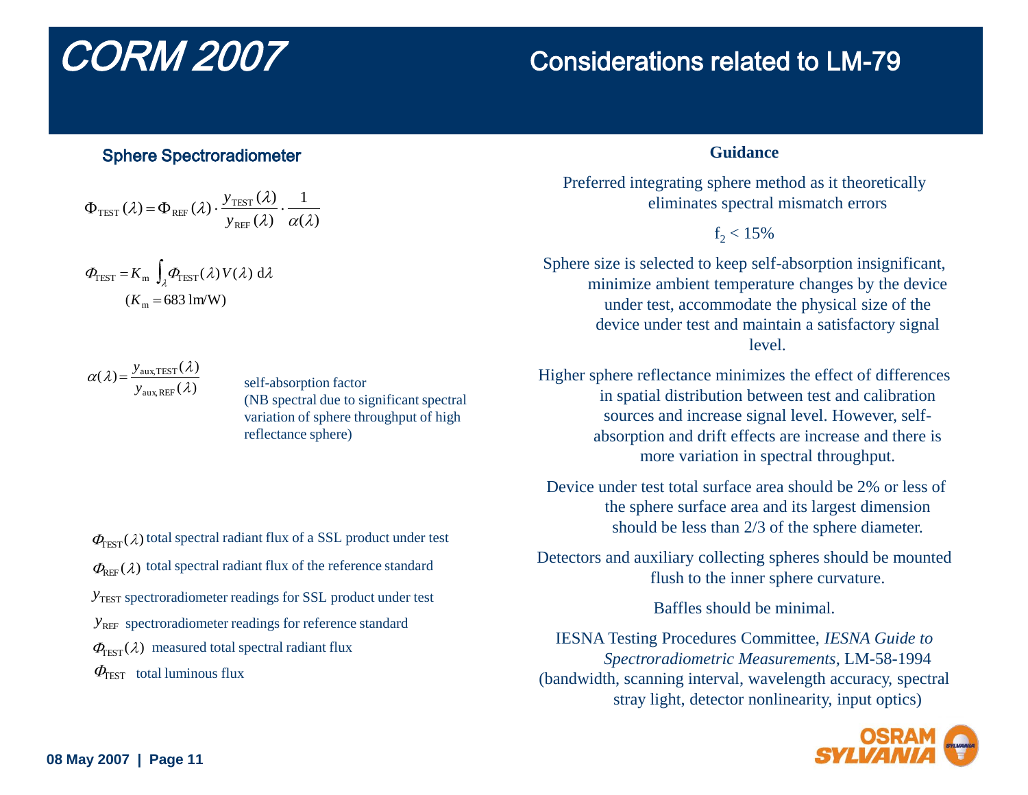# CORM 2007

## Considerations related to LM-79

### Sphere Spectroradiometer

$$\Phi_{\text{TEST}}(\lambda) = \Phi_{\text{REF}}(\lambda) \cdot \frac{y_{\text{TEST}}(\lambda)}{y_{\text{REF}}(\lambda)} \cdot \frac{1}{\alpha(\lambda)}$$

$$\Phi_{\text{TEST}} = K_{\text{m}} \int_{\lambda} \Phi_{\text{TEST}}(\lambda) V(\lambda)\, \text{d}\lambda$$

$$(K_{\text{m}} = 683 \text{ lm/W})$$

$$\alpha(\lambda) = \frac{y_{\text{aux,TEST}}(\lambda)}{y_{\text{aux,REF}}(\lambda)}$$

self-absorption factor (NB spectral due to significant spectral variation of sphere throughput of high reflectance sphere)

$\Phi_{\text{TEST}}(\lambda)$ total spectral radiant flux of a SSL product under test

$\Phi_{\text{REF}}(\lambda)$ total spectral radiant flux of the reference standard

$y_{\text{TEST}}$ spectroradiometer readings for SSL product under test

$y_{\text{REF}}$ spectroradiometer readings for reference standard

$\Phi_{\text{TEST}}(\lambda)$ measured total spectral radiant flux

$\Phi_{\text{TEST}}$ total luminous flux

### Guidance

Preferred integrating sphere method as it theoretically eliminates spectral mismatch errors

$f_2 < 15\%$

Sphere size is selected to keep self-absorption insignificant, minimize ambient temperature changes by the device under test, accommodate the physical size of the device under test and maintain a satisfactory signal level.

Higher sphere reflectance minimizes the effect of differences in spatial distribution between test and calibration sources and increase signal level. However, self-absorption and drift effects are increase and there is more variation in spectral throughput.

Device under test total surface area should be 2% or less of the sphere surface area and its largest dimension should be less than 2/3 of the sphere diameter.

Detectors and auxiliary collecting spheres should be mounted flush to the inner sphere curvature.

Baffles should be minimal.

IESNA Testing Procedures Committee, *IESNA Guide to Spectroradiometric Measurements*, LM-58-1994 (bandwidth, scanning interval, wavelength accuracy, spectral stray light, detector nonlinearity, input optics)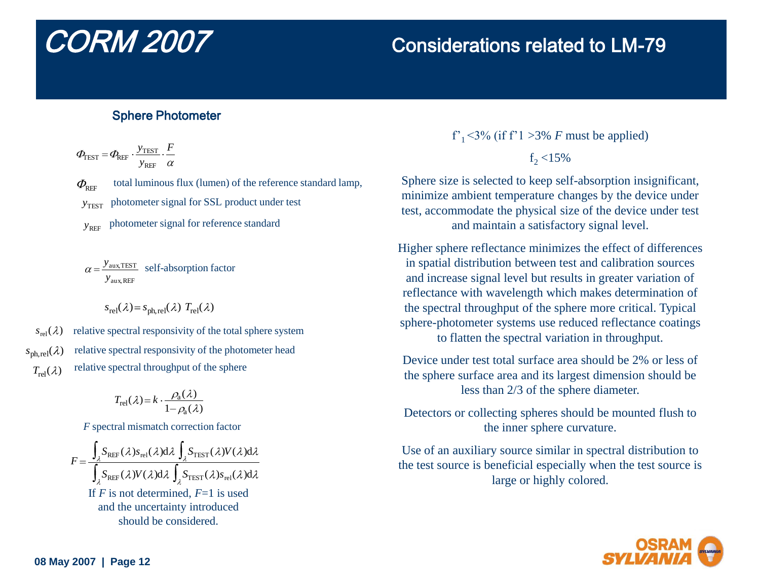# CORM 2007

## Considerations related to LM-79

### Sphere Photometer

$$\Phi_{\text{TEST}} = \Phi_{\text{REF}} \cdot \frac{y_{\text{TEST}}}{y_{\text{REF}}} \cdot \frac{F}{\alpha}$$

$\Phi_{\text{REF}}$ total luminous flux (lumen) of the reference standard lamp,

$y_{\text{TEST}}$ photometer signal for SSL product under test

$y_{\text{REF}}$ photometer signal for reference standard

$$\alpha = \frac{y_{\text{aux,TEST}}}{y_{\text{aux,REF}}}$$ self-absorption factor

$$s_{\text{rel}}(\lambda) = s_{\text{ph,rel}}(\lambda)\ T_{\text{rel}}(\lambda)$$

$s_{\text{rel}}(\lambda)$ relative spectral responsivity of the total sphere system

$s_{\text{ph,rel}}(\lambda)$ relative spectral responsivity of the photometer head

$T_{\text{rel}}(\lambda)$ relative spectral throughput of the sphere

$$T_{\text{rel}}(\lambda) = k \cdot \frac{\rho_{\text{a}}(\lambda)}{1 - \rho_{\text{a}}(\lambda)}$$

*F* spectral mismatch correction factor

$$F = \frac{\int_{\lambda} S_{\text{REF}}(\lambda) s_{\text{rel}}(\lambda) \text{d}\lambda \int_{\lambda} S_{\text{TEST}}(\lambda) V(\lambda) \text{d}\lambda}{\int_{\lambda} S_{\text{REF}}(\lambda) V(\lambda) \text{d}\lambda \int_{\lambda} S_{\text{TEST}}(\lambda) s_{\text{rel}}(\lambda) \text{d}\lambda}$$

If *F* is not determined, *F*=1 is used and the uncertainty introduced should be considered.

$f'_1 < 3\%$ (if $f'1 > 3\%$ *F* must be applied)

$f_2 < 15\%$

Sphere size is selected to keep self-absorption insignificant, minimize ambient temperature changes by the device under test, accommodate the physical size of the device under test and maintain a satisfactory signal level.

Higher sphere reflectance minimizes the effect of differences in spatial distribution between test and calibration sources and increase signal level but results in greater variation of reflectance with wavelength which makes determination of the spectral throughput of the sphere more critical. Typical sphere-photometer systems use reduced reflectance coatings to flatten the spectral variation in throughput.

Device under test total surface area should be 2% or less of the sphere surface area and its largest dimension should be less than 2/3 of the sphere diameter.

Detectors or collecting spheres should be mounted flush to the inner sphere curvature.

Use of an auxiliary source similar in spectral distribution to the test source is beneficial especially when the test source is large or highly colored.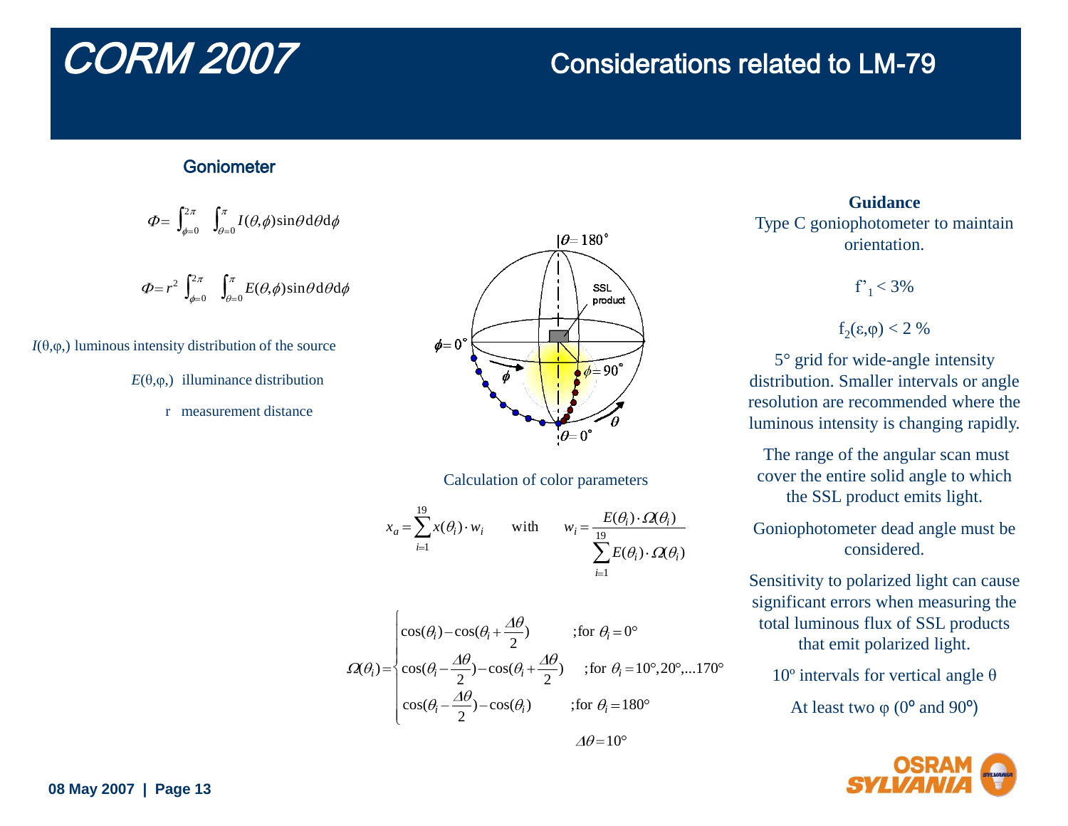# CORM 2007

## Considerations related to LM-79

### Goniometer

$$\Phi = \int_{\phi=0}^{2\pi} \int_{\theta=0}^{\pi} I(\theta,\phi)\sin\theta \, d\theta \, d\phi$$

$$\Phi = r^2 \int_{\phi=0}^{2\pi} \int_{\theta=0}^{\pi} E(\theta,\phi)\sin\theta \, d\theta \, d\phi$$

$I(\theta,\varphi,)$ luminous intensity distribution of the source

$E(\theta,\varphi,)$ illuminance distribution

r measurement distance

Calculation of color parameters

$$x_a = \sum_{i=1}^{19} x(\theta_i) \cdot w_i \qquad \text{with} \qquad w_i = \frac{E(\theta_i) \cdot \Omega(\theta_i)}{\sum_{i=1}^{19} E(\theta_i) \cdot \Omega(\theta_i)}$$

$$\Omega(\theta_i) = \begin{cases} \cos(\theta_i) - \cos(\theta_i + \frac{\Delta\theta}{2}) & ;\text{for } \theta_i = 0° \\ \cos(\theta_i - \frac{\Delta\theta}{2}) - \cos(\theta_i + \frac{\Delta\theta}{2}) & ;\text{for } \theta_i = 10°, 20°, \ldots 170° \\ \cos(\theta_i - \frac{\Delta\theta}{2}) - \cos(\theta_i) & ;\text{for } \theta_i = 180° \end{cases}$$

$$\Delta\theta = 10°$$

**Guidance**

Type C goniophotometer to maintain orientation.

$f'_1 < 3\%$

$f_2(\varepsilon,\varphi) < 2\ \%$

5° grid for wide-angle intensity distribution. Smaller intervals or angle resolution are recommended where the luminous intensity is changing rapidly.

The range of the angular scan must cover the entire solid angle to which the SSL product emits light.

Goniophotometer dead angle must be considered.

Sensitivity to polarized light can cause significant errors when measuring the total luminous flux of SSL products that emit polarized light.

10º intervals for vertical angle θ

At least two φ (0º and 90º)

08 May 2007 | Page 13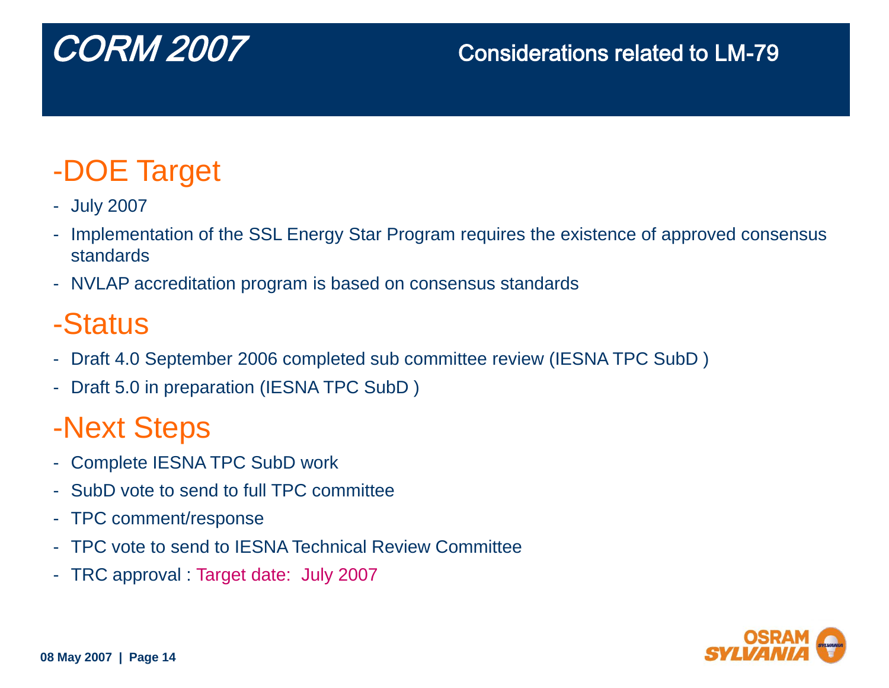# CORM 2007

## Considerations related to LM-79

## -DOE Target

- July 2007
- Implementation of the SSL Energy Star Program requires the existence of approved consensus standards
- NVLAP accreditation program is based on consensus standards

## -Status

- Draft 4.0 September 2006 completed sub committee review (IESNA TPC SubD )
- Draft 5.0 in preparation (IESNA TPC SubD )

## -Next Steps

- Complete IESNA TPC SubD work
- SubD vote to send to full TPC committee
- TPC comment/response
- TPC vote to send to IESNA Technical Review Committee
- TRC approval : Target date: July 2007